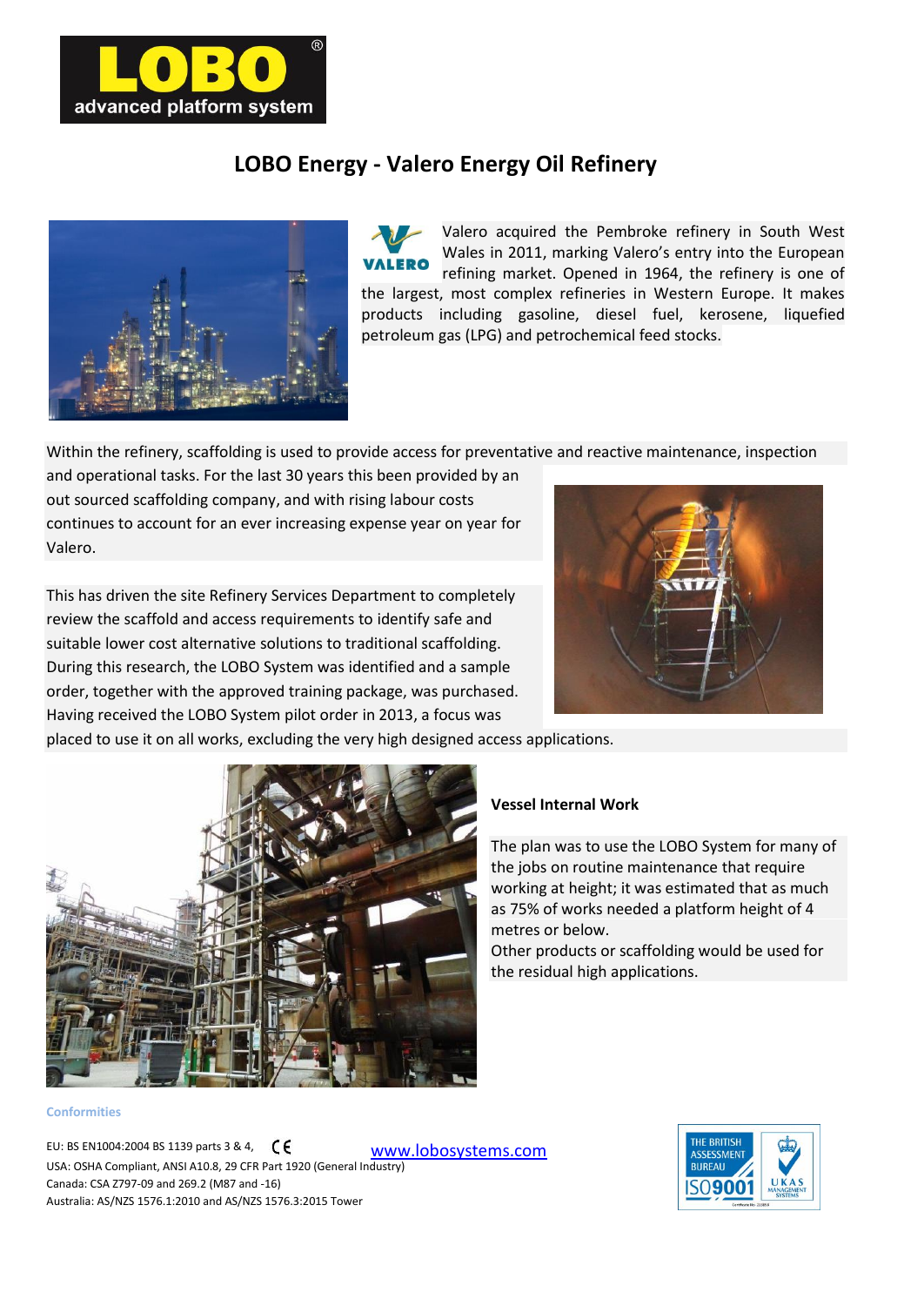# LOBO Energy - Valero Energy Oil Refinery

Valero acquired the Pembroke refinery in South West Wales in 2011, marking Valero's entry into the European refining market. Opened in 1964, the refinery is one of the largest, most complex refineries in Western Europe. It makes products including gasoline, diesel fuel, kerosene, liquefied petroleum gas (LPG) and petrochemical feed stocks.

Within the refinery, scaffolding is used to provide access for preventative and reactive maintenance, inspection and operational tasks. For the last 30 years this been provided by an out sourced scaffolding company, and with rising labour costs continues to account for an ever increasing expense year on year for Valero.

This has driven the site Refinery Services Department to completely review the scaffold and access requirements to identify safe and suitable lower cost alternative solutions to traditional scaffolding. During this research, the LOBO System was identified and a sample order, together with the approved training package, was purchased. Having received the LOBO System pilot order in 2013, a focus was placed to use it on all works, excluding the very high designed access applications.

### Vessel Internal Work

The plan was to use the LOBO System for many of the jobs on routine maintenance that require working at height; it was estimated that as much as 75% of works needed a platform height of 4 metres or below.
Other products or scaffolding would be used for the residual high applications.

**Conformities**

EU: BS EN1004:2004 BS 1139 parts 3 & 4, CE
USA: OSHA Compliant, ANSI A10.8, 29 CFR Part 1920 (General Industry)
Canada: CSA Z797-09 and 269.2 (M87 and -16)
Australia: AS/NZS 1576.1:2010 and AS/NZS 1576.3:2015 Tower

www.lobosystems.com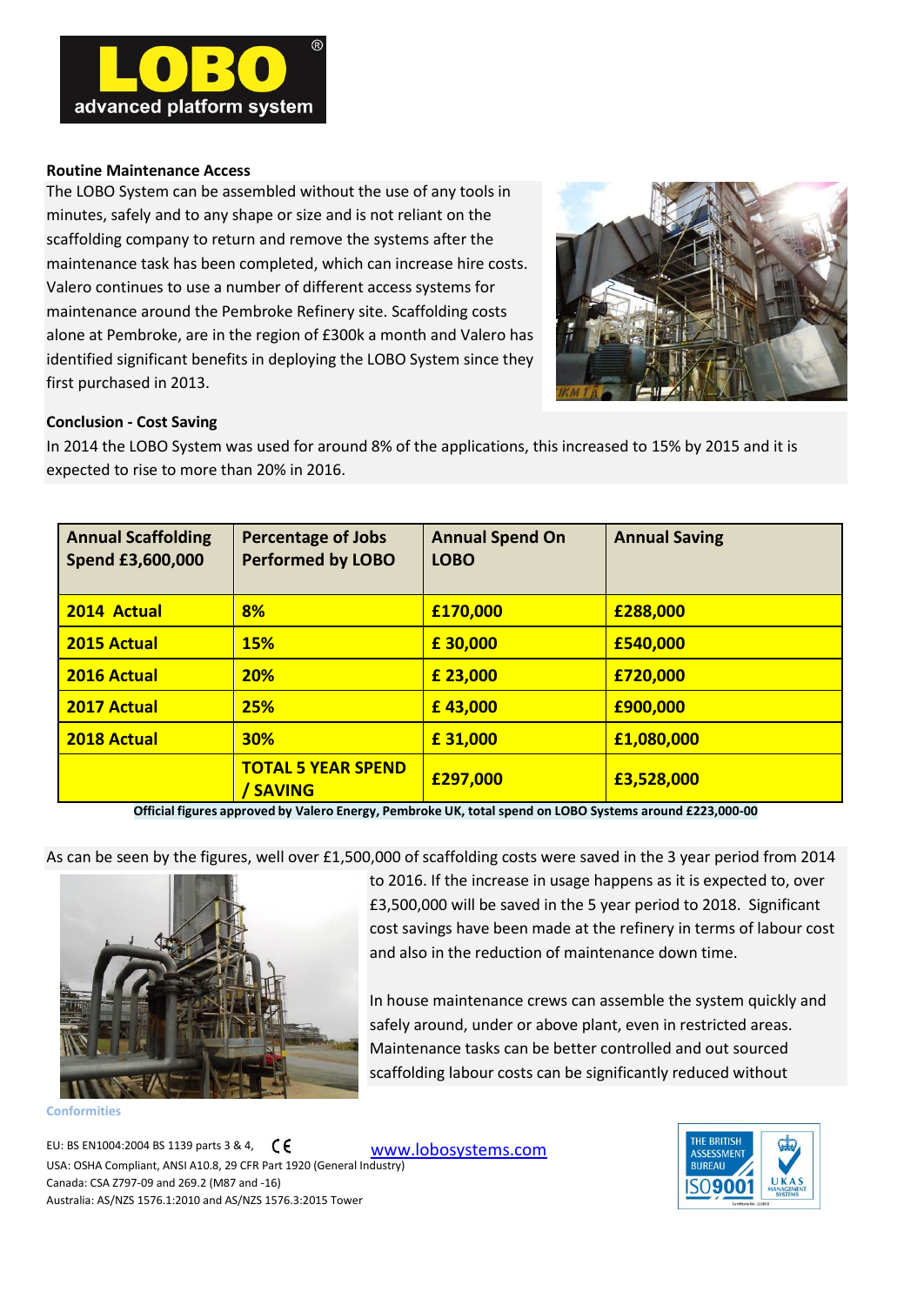**Routine Maintenance Access**

The LOBO System can be assembled without the use of any tools in minutes, safely and to any shape or size and is not reliant on the scaffolding company to return and remove the systems after the maintenance task has been completed, which can increase hire costs. Valero continues to use a number of different access systems for maintenance around the Pembroke Refinery site. Scaffolding costs alone at Pembroke, are in the region of £300k a month and Valero has identified significant benefits in deploying the LOBO System since they first purchased in 2013.

**Conclusion - Cost Saving**

In 2014 the LOBO System was used for around 8% of the applications, this increased to 15% by 2015 and it is expected to rise to more than 20% in 2016.

| Annual Scaffolding Spend £3,600,000 | Percentage of Jobs Performed by LOBO | Annual Spend On LOBO | Annual Saving |
|---|---|---|---|
| 2014 Actual | 8% | £170,000 | £288,000 |
| 2015 Actual | 15% | £ 30,000 | £540,000 |
| 2016 Actual | 20% | £ 23,000 | £720,000 |
| 2017 Actual | 25% | £ 43,000 | £900,000 |
| 2018 Actual | 30% | £ 31,000 | £1,080,000 |
| | TOTAL 5 YEAR SPEND / SAVING | £297,000 | £3,528,000 |

**Official figures approved by Valero Energy, Pembroke UK, total spend on LOBO Systems around £223,000-00**

As can be seen by the figures, well over £1,500,000 of scaffolding costs were saved in the 3 year period from 2014 to 2016. If the increase in usage happens as it is expected to, over £3,500,000 will be saved in the 5 year period to 2018. Significant cost savings have been made at the refinery in terms of labour cost and also in the reduction of maintenance down time.

In house maintenance crews can assemble the system quickly and safely around, under or above plant, even in restricted areas. Maintenance tasks can be better controlled and out sourced scaffolding labour costs can be significantly reduced without

**Conformities**

EU: BS EN1004:2004 BS 1139 parts 3 & 4, CE
USA: OSHA Compliant, ANSI A10.8, 29 CFR Part 1920 (General Industry)
Canada: CSA Z797-09 and 269.2 (M87 and -16)
Australia: AS/NZS 1576.1:2010 and AS/NZS 1576.3:2015 Tower

www.lobosystems.com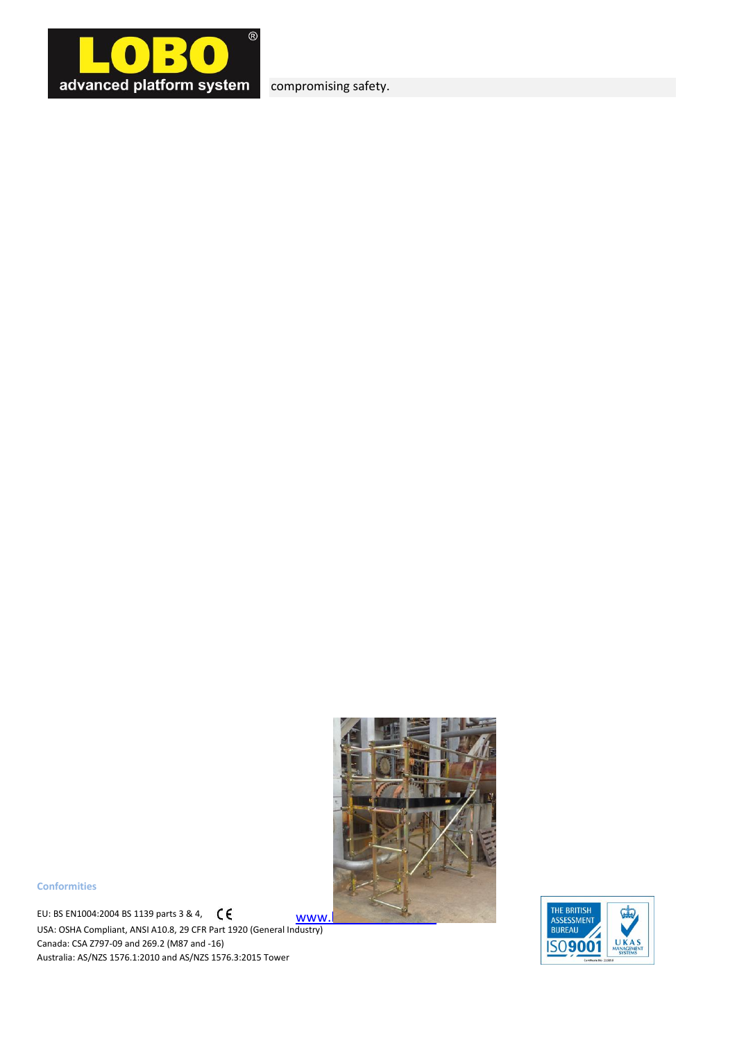compromising safety.

**Conformities**

EU: BS EN1004:2004 BS 1139 parts 3 & 4, CE

www.l

USA: OSHA Compliant, ANSI A10.8, 29 CFR Part 1920 (General Industry)

Canada: CSA Z797-09 and 269.2 (M87 and -16)

Australia: AS/NZS 1576.1:2010 and AS/NZS 1576.3:2015 Tower